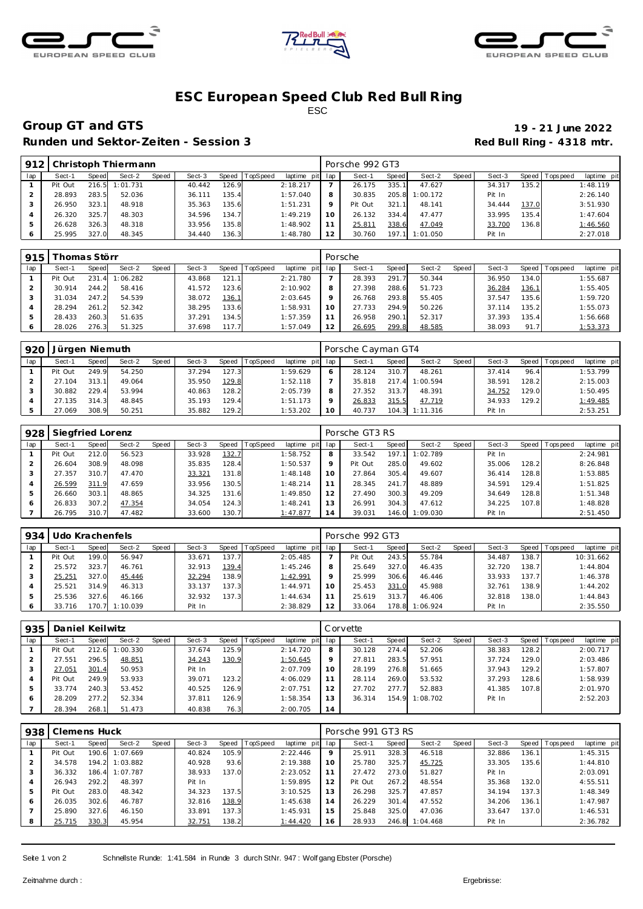# ESC European Speed Club Red Bull Ring

ESC

## Group GT and GTS

**19 - 21 June 2022**

**Runden und Sektor-Zeiten - Session 3**

**Red Bull Ring - 4318 mtr.**

| 912 | Christoph Thiermann | | | | | | | | Porsche 992 GT3 | | | | | | | | |
|---|---|---|---|---|---|---|---|---|---|---|---|---|---|---|---|---|---|
| lap | Sect-1 | Speed | Sect-2 | Speed | Sect-3 | Speed | TopSpeed | laptime pit | lap | Sect-1 | Speed | Sect-2 | Speed | Sect-3 | Speed | Topspeed | laptime pit |
| 1 | Pit Out | 216.5 | 1:01.731 | | 40.442 | 126.9 | | 2:18.217 | 7 | 26.175 | 335.1 | 47.627 | | 34.317 | 135.2 | | 1:48.119 |
| 2 | 28.893 | 283.5 | 52.036 | | 36.111 | 135.4 | | 1:57.040 | 8 | 30.835 | 205.8 | 1:00.172 | | Pit In | | | 2:26.140 |
| 3 | 26.950 | 323.1 | 48.918 | | 35.363 | 135.6 | | 1:51.231 | 9 | Pit Out | 321.1 | 48.141 | | 34.444 | 137.0 | | 3:51.930 |
| 4 | 26.320 | 325.7 | 48.303 | | 34.596 | 134.7 | | 1:49.219 | 10 | 26.132 | 334.4 | 47.477 | | 33.995 | 135.4 | | 1:47.604 |
| 5 | 26.628 | 326.3 | 48.318 | | 33.956 | 135.8 | | 1:48.902 | 11 | 25.811 | 338.6 | 47.049 | | 33.700 | 136.8 | | 1:46.560 |
| 6 | 25.995 | 327.0 | 48.345 | | 34.440 | 136.3 | | 1:48.780 | 12 | 30.760 | 197.1 | 1:01.050 | | Pit In | | | 2:27.018 |

| 915 | Thomas Störr | | | | | | | | Porsche | | | | | | | | |
|---|---|---|---|---|---|---|---|---|---|---|---|---|---|---|---|---|---|
| lap | Sect-1 | Speed | Sect-2 | Speed | Sect-3 | Speed | TopSpeed | laptime pit | lap | Sect-1 | Speed | Sect-2 | Speed | Sect-3 | Speed | Topspeed | laptime pit |
| 1 | Pit Out | 231.4 | 1:06.282 | | 43.868 | 121.1 | | 2:21.780 | 7 | 28.393 | 291.7 | 50.344 | | 36.950 | 134.0 | | 1:55.687 |
| 2 | 30.914 | 244.2 | 58.416 | | 41.572 | 123.6 | | 2:10.902 | 8 | 27.398 | 288.6 | 51.723 | | 36.284 | 136.1 | | 1:55.405 |
| 3 | 31.034 | 247.2 | 54.539 | | 38.072 | 136.1 | | 2:03.645 | 9 | 26.768 | 293.8 | 55.405 | | 37.547 | 135.6 | | 1:59.720 |
| 4 | 28.294 | 261.2 | 52.342 | | 38.295 | 133.6 | | 1:58.931 | 10 | 27.733 | 294.9 | 50.226 | | 37.114 | 135.2 | | 1:55.073 |
| 5 | 28.433 | 260.3 | 51.635 | | 37.291 | 134.5 | | 1:57.359 | 11 | 26.958 | 290.1 | 52.317 | | 37.393 | 135.4 | | 1:56.668 |
| 6 | 28.026 | 276.3 | 51.325 | | 37.698 | 117.7 | | 1:57.049 | 12 | 26.695 | 299.8 | 48.585 | | 38.093 | 91.7 | | 1:53.373 |

| 920 | Jürgen Niemuth | | | | | | | | Porsche Cayman GT4 | | | | | | | | |
|---|---|---|---|---|---|---|---|---|---|---|---|---|---|---|---|---|---|
| lap | Sect-1 | Speed | Sect-2 | Speed | Sect-3 | Speed | TopSpeed | laptime pit | lap | Sect-1 | Speed | Sect-2 | Speed | Sect-3 | Speed | Topspeed | laptime pit |
| 1 | Pit Out | 249.9 | 54.250 | | 37.294 | 127.3 | | 1:59.629 | 6 | 28.124 | 310.7 | 48.261 | | 37.414 | 96.4 | | 1:53.799 |
| 2 | 27.104 | 313.1 | 49.064 | | 35.950 | 129.8 | | 1:52.118 | 7 | 35.818 | 217.4 | 1:00.594 | | 38.591 | 128.2 | | 2:15.003 |
| 3 | 30.882 | 229.4 | 53.994 | | 40.863 | 128.2 | | 2:05.739 | 8 | 27.352 | 313.7 | 48.391 | | 34.752 | 129.0 | | 1:50.495 |
| 4 | 27.135 | 314.3 | 48.845 | | 35.193 | 129.4 | | 1:51.173 | 9 | 26.833 | 315.5 | 47.719 | | 34.933 | 129.2 | | 1:49.485 |
| 5 | 27.069 | 308.9 | 50.251 | | 35.882 | 129.2 | | 1:53.202 | 10 | 40.737 | 104.3 | 1:11.316 | | Pit In | | | 2:53.251 |

| 928 | Siegfried Lorenz | | | | | | | | Porsche GT3 RS | | | | | | | | |
|---|---|---|---|---|---|---|---|---|---|---|---|---|---|---|---|---|---|
| lap | Sect-1 | Speed | Sect-2 | Speed | Sect-3 | Speed | TopSpeed | laptime pit | lap | Sect-1 | Speed | Sect-2 | Speed | Sect-3 | Speed | Topspeed | laptime pit |
| 1 | Pit Out | 212.0 | 56.523 | | 33.928 | 132.7 | | 1:58.752 | 8 | 33.542 | 197.1 | 1:02.789 | | Pit In | | | 2:24.981 |
| 2 | 26.604 | 308.9 | 48.098 | | 35.835 | 128.4 | | 1:50.537 | 9 | Pit Out | 285.0 | 49.602 | | 35.006 | 128.2 | | 8:26.848 |
| 3 | 27.357 | 310.7 | 47.470 | | 33.321 | 131.8 | | 1:48.148 | 10 | 27.864 | 305.4 | 49.607 | | 36.414 | 128.8 | | 1:53.885 |
| 4 | 26.599 | 311.9 | 47.659 | | 33.956 | 130.5 | | 1:48.214 | 11 | 28.345 | 241.7 | 48.889 | | 34.591 | 129.4 | | 1:51.825 |
| 5 | 26.660 | 303.1 | 48.865 | | 34.325 | 131.6 | | 1:49.850 | 12 | 27.490 | 300.3 | 49.209 | | 34.649 | 128.8 | | 1:51.348 |
| 6 | 26.833 | 307.2 | 47.354 | | 34.054 | 124.3 | | 1:48.241 | 13 | 26.991 | 304.3 | 47.612 | | 34.225 | 107.8 | | 1:48.828 |
| 7 | 26.795 | 310.7 | 47.482 | | 33.600 | 130.7 | | 1:47.877 | 14 | 39.031 | 146.0 | 1:09.030 | | Pit In | | | 2:51.450 |

| 934 | Udo Krachenfels | | | | | | | | Porsche 992 GT3 | | | | | | | | |
|---|---|---|---|---|---|---|---|---|---|---|---|---|---|---|---|---|---|
| lap | Sect-1 | Speed | Sect-2 | Speed | Sect-3 | Speed | TopSpeed | laptime pit | lap | Sect-1 | Speed | Sect-2 | Speed | Sect-3 | Speed | Topspeed | laptime pit |
| 1 | Pit Out | 199.0 | 56.947 | | 33.671 | 137.7 | | 2:05.485 | 7 | Pit Out | 243.5 | 55.784 | | 34.487 | 138.7 | | 10:31.662 |
| 2 | 25.572 | 323.7 | 46.761 | | 32.913 | 139.4 | | 1:45.246 | 8 | 25.649 | 327.0 | 46.435 | | 32.720 | 138.7 | | 1:44.804 |
| 3 | 25.251 | 327.0 | 45.446 | | 32.294 | 138.9 | | 1:42.991 | 9 | 25.999 | 306.6 | 46.446 | | 33.933 | 137.7 | | 1:46.378 |
| 4 | 25.521 | 314.9 | 46.313 | | 33.137 | 137.3 | | 1:44.971 | 10 | 25.453 | 331.0 | 45.988 | | 32.761 | 138.9 | | 1:44.202 |
| 5 | 25.536 | 327.6 | 46.166 | | 32.932 | 137.3 | | 1:44.634 | 11 | 25.619 | 313.7 | 46.406 | | 32.818 | 138.0 | | 1:44.843 |
| 6 | 33.716 | 170.7 | 1:10.039 | | Pit In | | | 2:38.829 | 12 | 33.064 | 178.8 | 1:06.924 | | Pit In | | | 2:35.550 |

| 935 | Daniel Keilwitz | | | | | | | | Corvette | | | | | | | | |
|---|---|---|---|---|---|---|---|---|---|---|---|---|---|---|---|---|---|
| lap | Sect-1 | Speed | Sect-2 | Speed | Sect-3 | Speed | TopSpeed | laptime pit | lap | Sect-1 | Speed | Sect-2 | Speed | Sect-3 | Speed | Topspeed | laptime pit |
| 1 | Pit Out | 190.6 | 1:00.330 | | 37.674 | 125.9 | | 2:14.720 | 8 | 30.128 | 274.4 | 52.206 | | 38.383 | 128.2 | | 2:00.717 |
| 2 | 27.551 | 296.5 | 48.851 | | 34.243 | 130.9 | | 1:50.645 | 9 | 27.811 | 283.5 | 57.951 | | 37.724 | 129.0 | | 2:03.486 |
| 3 | 27.051 | 301.4 | 50.953 | | Pit In | | | 2:07.709 | 10 | 28.199 | 276.8 | 51.665 | | 37.943 | 129.2 | | 1:57.807 |
| 4 | Pit Out | 249.9 | 53.933 | | 39.071 | 123.2 | | 4:06.029 | 11 | 28.114 | 269.0 | 53.532 | | 37.293 | 128.6 | | 1:58.939 |
| 5 | 33.774 | 240.3 | 53.452 | | 40.525 | 126.9 | | 2:07.751 | 12 | 27.702 | 277.7 | 52.883 | | 41.385 | 107.8 | | 2:01.970 |
| 6 | 28.209 | 277.2 | 52.334 | | 37.811 | 126.9 | | 1:58.354 | 13 | 36.314 | 154.9 | 1:08.702 | | Pit In | | | 2:52.203 |
| 7 | 28.394 | 268.1 | 51.473 | | 40.838 | 76.3 | | 2:00.705 | 14 | | | | | | | | |

| 938 | Clemens Huck | | | | | | | | Porsche 991 GT3 RS | | | | | | | | |
|---|---|---|---|---|---|---|---|---|---|---|---|---|---|---|---|---|---|
| lap | Sect-1 | Speed | Sect-2 | Speed | Sect-3 | Speed | TopSpeed | laptime pit | lap | Sect-1 | Speed | Sect-2 | Speed | Sect-3 | Speed | Topspeed | laptime pit |
| 1 | Pit Out | 212.6 | 1:07.669 | | 40.824 | 105.9 | | 2:22.446 | 9 | 25.911 | 328.3 | 46.518 | | 32.886 | 136.1 | | 1:45.315 |
| 2 | 34.578 | 194.2 | 1:03.882 | | 40.928 | 93.6 | | 2:19.388 | 10 | 25.780 | 325.7 | 45.725 | | 33.305 | 135.6 | | 1:44.810 |
| 3 | 36.332 | 186.4 | 1:07.787 | | 38.933 | 137.0 | | 2:23.052 | 11 | 27.472 | 273.0 | 51.827 | | Pit In | | | 2:03.091 |
| 4 | 26.943 | 292.2 | 48.397 | | Pit In | | | 1:59.895 | 12 | Pit Out | 267.2 | 48.554 | | 35.368 | 132.0 | | 4:55.511 |
| 5 | Pit Out | 283.0 | 48.342 | | 34.323 | 137.5 | | 3:10.525 | 13 | 26.298 | 325.7 | 47.857 | | 34.194 | 137.3 | | 1:48.349 |
| 6 | 26.035 | 302.6 | 46.787 | | 32.816 | 138.9 | | 1:45.638 | 14 | 26.229 | 301.4 | 47.552 | | 34.206 | 136.1 | | 1:47.987 |
| 7 | 25.890 | 327.6 | 46.150 | | 33.891 | 137.3 | | 1:45.931 | 15 | 25.848 | 325.0 | 47.036 | | 33.647 | 137.0 | | 1:46.531 |
| 8 | 25.715 | 330.3 | 45.954 | | 32.751 | 138.2 | | 1:44.420 | 16 | 28.933 | 246.8 | 1:04.468 | | Pit In | | | 2:36.782 |

Schnellste Runde: 1:41.584 in Runde 3 durch StNr. 947 : Wolfgang Ebster (Porsche)

Zeitnahme durch :

Ergebnisse: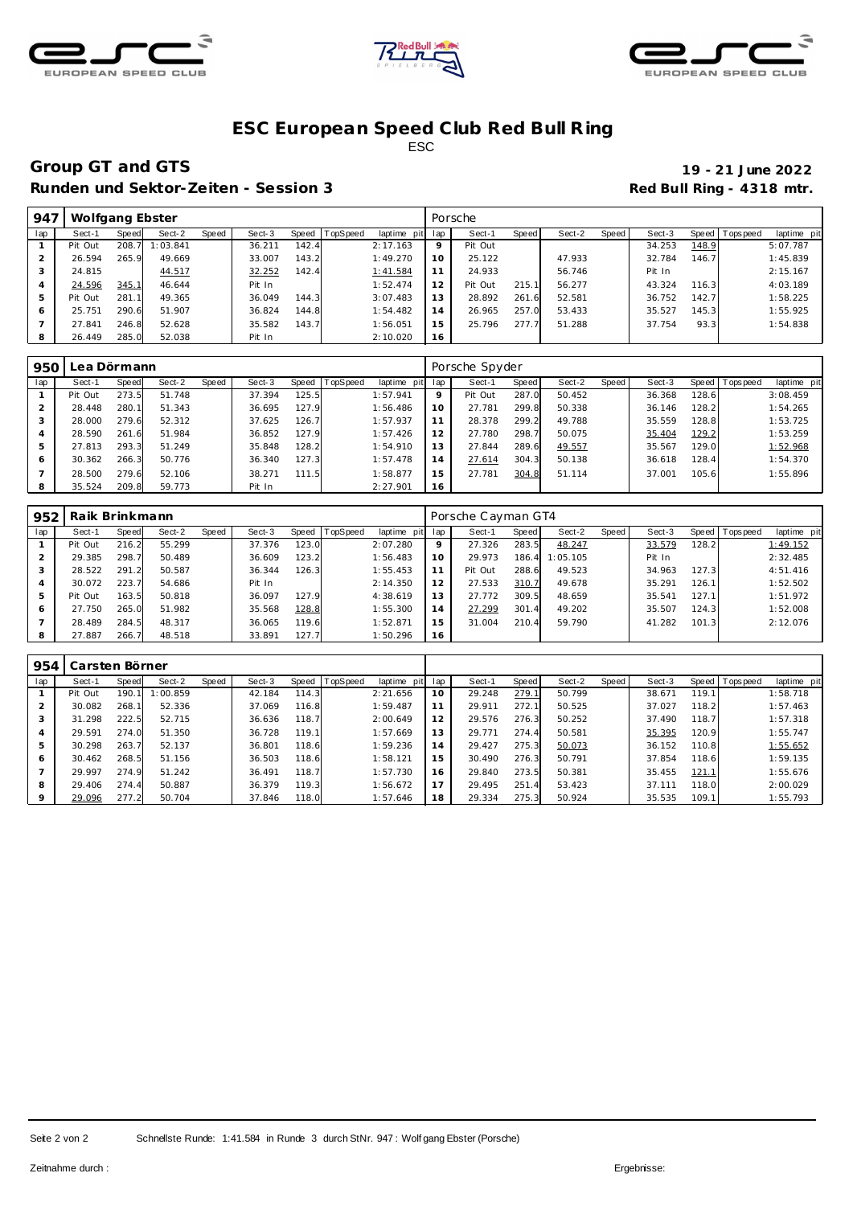# ESC European Speed Club Red Bull Ring

ESC

## Group GT and GTS

**19 - 21 June 2022**

**Runden und Sektor-Zeiten - Session 3**

**Red Bull Ring - 4318 mtr.**

| 947 | Wolfgang Ebster | | | | | | | | | Porsche | | | | | | | | |
|---|---|---|---|---|---|---|---|---|---|---|---|---|---|---|---|---|---|---|
| lap | Sect-1 | Speed | Sect-2 | Speed | Sect-3 | Speed | TopSpeed | laptime pit | lap | Sect-1 | Speed | Sect-2 | Speed | Sect-3 | Speed | Topspeed | laptime pit |
| 1 | Pit Out | 208.7 | 1:03.841 | | 36.211 | 142.4 | | 2:17.163 | 9 | Pit Out | | | | 34.253 | 148.9 | | 5:07.787 |
| 2 | 26.594 | 265.9 | 49.669 | | 33.007 | 143.2 | | 1:49.270 | 10 | 25.122 | | 47.933 | | 32.784 | 146.7 | | 1:45.839 |
| 3 | 24.815 | | 44.517 | | 32.252 | 142.4 | | 1:41.584 | 11 | 24.933 | | 56.746 | | Pit In | | | 2:15.167 |
| 4 | 24.596 | 345.1 | 46.644 | | Pit In | | | 1:52.474 | 12 | Pit Out | 215.1 | 56.277 | | 43.324 | 116.3 | | 4:03.189 |
| 5 | Pit Out | 281.1 | 49.365 | | 36.049 | 144.3 | | 3:07.483 | 13 | 28.892 | 261.6 | 52.581 | | 36.752 | 142.7 | | 1:58.225 |
| 6 | 25.751 | 290.6 | 51.907 | | 36.824 | 144.8 | | 1:54.482 | 14 | 26.965 | 257.0 | 53.433 | | 35.527 | 145.3 | | 1:55.925 |
| 7 | 27.841 | 246.8 | 52.628 | | 35.582 | 143.7 | | 1:56.051 | 15 | 25.796 | 277.7 | 51.288 | | 37.754 | 93.3 | | 1:54.838 |
| 8 | 26.449 | 285.0 | 52.038 | | Pit In | | | 2:10.020 | 16 | | | | | | | | |

| 950 | Lea Dörmann | | | | | | | | | Porsche Spyder | | | | | | | | |
|---|---|---|---|---|---|---|---|---|---|---|---|---|---|---|---|---|---|---|
| lap | Sect-1 | Speed | Sect-2 | Speed | Sect-3 | Speed | TopSpeed | laptime pit | lap | Sect-1 | Speed | Sect-2 | Speed | Sect-3 | Speed | Topspeed | laptime pit |
| 1 | Pit Out | 273.5 | 51.748 | | 37.394 | 125.5 | | 1:57.941 | 9 | Pit Out | 287.0 | 50.452 | | 36.368 | 128.6 | | 3:08.459 |
| 2 | 28.448 | 280.1 | 51.343 | | 36.695 | 127.9 | | 1:56.486 | 10 | 27.781 | 299.8 | 50.338 | | 36.146 | 128.2 | | 1:54.265 |
| 3 | 28.000 | 279.6 | 52.312 | | 37.625 | 126.7 | | 1:57.937 | 11 | 28.378 | 299.2 | 49.788 | | 35.559 | 128.8 | | 1:53.725 |
| 4 | 28.590 | 261.6 | 51.984 | | 36.852 | 127.9 | | 1:57.426 | 12 | 27.780 | 298.7 | 50.075 | | 35.404 | 129.2 | | 1:53.259 |
| 5 | 27.813 | 293.3 | 51.249 | | 35.848 | 128.2 | | 1:54.910 | 13 | 27.844 | 289.6 | 49.557 | | 35.567 | 129.0 | | 1:52.968 |
| 6 | 30.362 | 266.3 | 50.776 | | 36.340 | 127.3 | | 1:57.478 | 14 | 27.614 | 304.3 | 50.138 | | 36.618 | 128.4 | | 1:54.370 |
| 7 | 28.500 | 279.6 | 52.106 | | 38.271 | 111.5 | | 1:58.877 | 15 | 27.781 | 304.8 | 51.114 | | 37.001 | 105.6 | | 1:55.896 |
| 8 | 35.524 | 209.8 | 59.773 | | Pit In | | | 2:27.901 | 16 | | | | | | | | |

| 952 | Raik Brinkmann | | | | | | | | | Porsche Cayman GT4 | | | | | | | | |
|---|---|---|---|---|---|---|---|---|---|---|---|---|---|---|---|---|---|---|
| lap | Sect-1 | Speed | Sect-2 | Speed | Sect-3 | Speed | TopSpeed | laptime pit | lap | Sect-1 | Speed | Sect-2 | Speed | Sect-3 | Speed | Topspeed | laptime pit |
| 1 | Pit Out | 216.2 | 55.299 | | 37.376 | 123.0 | | 2:07.280 | 9 | 27.326 | 283.5 | 48.247 | | 33.579 | 128.2 | | 1:49.152 |
| 2 | 29.385 | 298.7 | 50.489 | | 36.609 | 123.2 | | 1:56.483 | 10 | 29.973 | 186.4 | 1:05.105 | | Pit In | | | 2:32.485 |
| 3 | 28.522 | 291.2 | 50.587 | | 36.344 | 126.3 | | 1:55.453 | 11 | Pit Out | 288.6 | 49.523 | | 34.963 | 127.3 | | 4:51.416 |
| 4 | 30.072 | 223.7 | 54.686 | | Pit In | | | 2:14.350 | 12 | 27.533 | 310.7 | 49.678 | | 35.291 | 126.1 | | 1:52.502 |
| 5 | Pit Out | 163.5 | 50.818 | | 36.097 | 127.9 | | 4:38.619 | 13 | 27.772 | 309.5 | 48.659 | | 35.541 | 127.1 | | 1:51.972 |
| 6 | 27.750 | 265.0 | 51.982 | | 35.568 | 128.8 | | 1:55.300 | 14 | 27.299 | 301.4 | 49.202 | | 35.507 | 124.3 | | 1:52.008 |
| 7 | 28.489 | 284.5 | 48.317 | | 36.065 | 119.6 | | 1:52.871 | 15 | 31.004 | 210.4 | 59.790 | | 41.282 | 101.3 | | 2:12.076 |
| 8 | 27.887 | 266.7 | 48.518 | | 33.891 | 127.7 | | 1:50.296 | 16 | | | | | | | | |

| 954 | Carsten Börner | | | | | | | | | | | | | | | | | |
|---|---|---|---|---|---|---|---|---|---|---|---|---|---|---|---|---|---|---|
| lap | Sect-1 | Speed | Sect-2 | Speed | Sect-3 | Speed | TopSpeed | laptime pit | lap | Sect-1 | Speed | Sect-2 | Speed | Sect-3 | Speed | Topspeed | laptime pit |
| 1 | Pit Out | 190.1 | 1:00.859 | | 42.184 | 114.3 | | 2:21.656 | 10 | 29.248 | 279.1 | 50.799 | | 38.671 | 119.1 | | 1:58.718 |
| 2 | 30.082 | 268.1 | 52.336 | | 37.069 | 116.8 | | 1:59.487 | 11 | 29.911 | 272.1 | 50.525 | | 37.027 | 118.2 | | 1:57.463 |
| 3 | 31.298 | 222.5 | 52.715 | | 36.636 | 118.7 | | 2:00.649 | 12 | 29.576 | 276.3 | 50.252 | | 37.490 | 118.7 | | 1:57.318 |
| 4 | 29.591 | 274.0 | 51.350 | | 36.728 | 119.1 | | 1:57.669 | 13 | 29.771 | 274.4 | 50.581 | | 35.395 | 120.9 | | 1:55.747 |
| 5 | 30.298 | 263.7 | 52.137 | | 36.801 | 118.6 | | 1:59.236 | 14 | 29.427 | 275.3 | 50.073 | | 36.152 | 110.8 | | 1:55.652 |
| 6 | 30.462 | 268.5 | 51.156 | | 36.503 | 118.6 | | 1:58.121 | 15 | 30.490 | 276.3 | 50.791 | | 37.854 | 118.6 | | 1:59.135 |
| 7 | 29.997 | 274.9 | 51.242 | | 36.491 | 118.7 | | 1:57.730 | 16 | 29.840 | 273.5 | 50.381 | | 35.455 | 121.1 | | 1:55.676 |
| 8 | 29.406 | 274.4 | 50.887 | | 36.379 | 119.3 | | 1:56.672 | 17 | 29.495 | 251.4 | 53.423 | | 37.111 | 118.0 | | 2:00.029 |
| 9 | 29.096 | 277.2 | 50.704 | | 37.846 | 118.0 | | 1:57.646 | 18 | 29.334 | 275.3 | 50.924 | | 35.535 | 109.1 | | 1:55.793 |

Schnellste Runde: 1:41.584 in Runde 3 durch StNr. 947 : Wolfgang Ebster (Porsche)

Zeitnahme durch :

Ergebnisse: